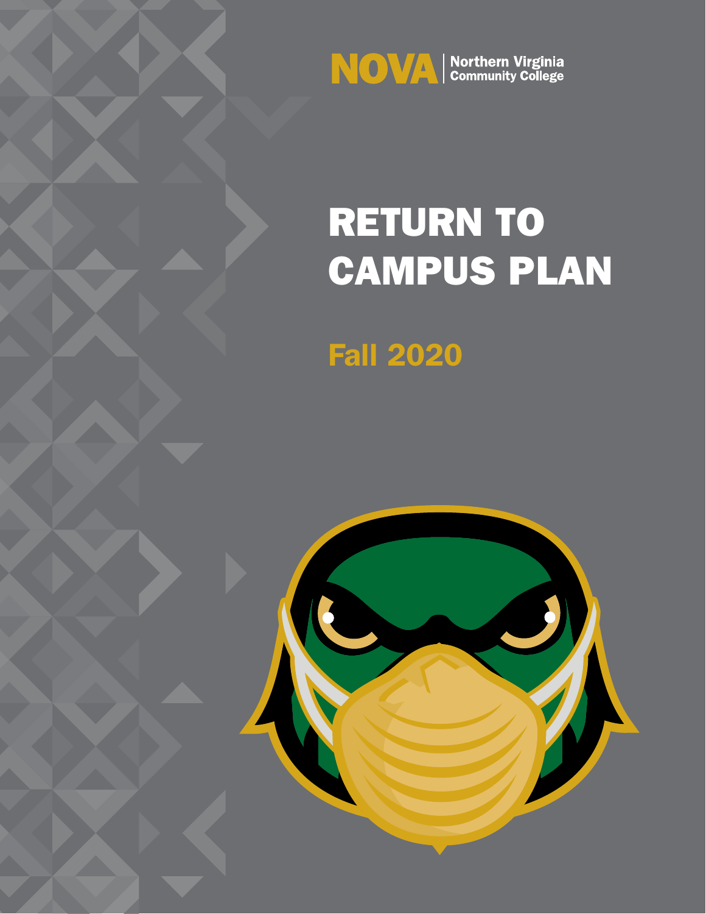NOVA | Northern Virginia Community College

# RETURN TO CAMPUS PLAN

## Fall 2020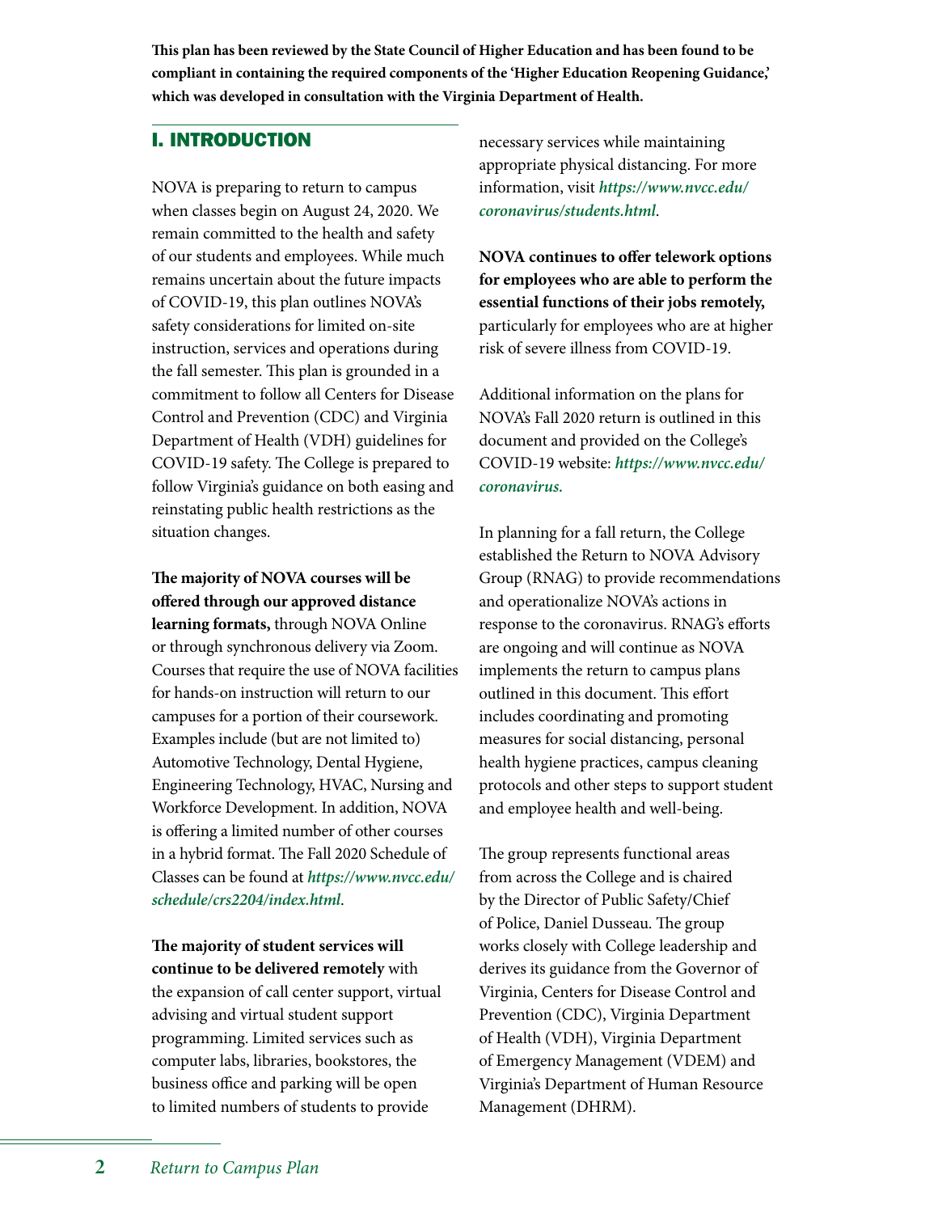**This plan has been reviewed by the State Council of Higher Education and has been found to be compliant in containing the required components of the 'Higher Education Reopening Guidance,' which was developed in consultation with the Virginia Department of Health.**

## I. INTRODUCTION

NOVA is preparing to return to campus when classes begin on August 24, 2020. We remain committed to the health and safety of our students and employees. While much remains uncertain about the future impacts of COVID-19, this plan outlines NOVA's safety considerations for limited on-site instruction, services and operations during the fall semester. This plan is grounded in a commitment to follow all Centers for Disease Control and Prevention (CDC) and Virginia Department of Health (VDH) guidelines for COVID-19 safety. The College is prepared to follow Virginia's guidance on both easing and reinstating public health restrictions as the situation changes.

**The majority of NOVA courses will be offered through our approved distance learning formats,** through NOVA Online or through synchronous delivery via Zoom. Courses that require the use of NOVA facilities for hands-on instruction will return to our campuses for a portion of their coursework. Examples include (but are not limited to) Automotive Technology, Dental Hygiene, Engineering Technology, HVAC, Nursing and Workforce Development. In addition, NOVA is offering a limited number of other courses in a hybrid format. The Fall 2020 Schedule of Classes can be found at ***https://www.nvcc.edu/schedule/crs2204/index.html***.

**The majority of student services will continue to be delivered remotely** with the expansion of call center support, virtual advising and virtual student support programming. Limited services such as computer labs, libraries, bookstores, the business office and parking will be open to limited numbers of students to provide necessary services while maintaining appropriate physical distancing. For more information, visit ***https://www.nvcc.edu/coronavirus/students.html***.

**NOVA continues to offer telework options for employees who are able to perform the essential functions of their jobs remotely,** particularly for employees who are at higher risk of severe illness from COVID-19.

Additional information on the plans for NOVA's Fall 2020 return is outlined in this document and provided on the College's COVID-19 website: ***https://www.nvcc.edu/coronavirus.***

In planning for a fall return, the College established the Return to NOVA Advisory Group (RNAG) to provide recommendations and operationalize NOVA's actions in response to the coronavirus. RNAG's efforts are ongoing and will continue as NOVA implements the return to campus plans outlined in this document. This effort includes coordinating and promoting measures for social distancing, personal health hygiene practices, campus cleaning protocols and other steps to support student and employee health and well-being.

The group represents functional areas from across the College and is chaired by the Director of Public Safety/Chief of Police, Daniel Dusseau. The group works closely with College leadership and derives its guidance from the Governor of Virginia, Centers for Disease Control and Prevention (CDC), Virginia Department of Health (VDH), Virginia Department of Emergency Management (VDEM) and Virginia's Department of Human Resource Management (DHRM).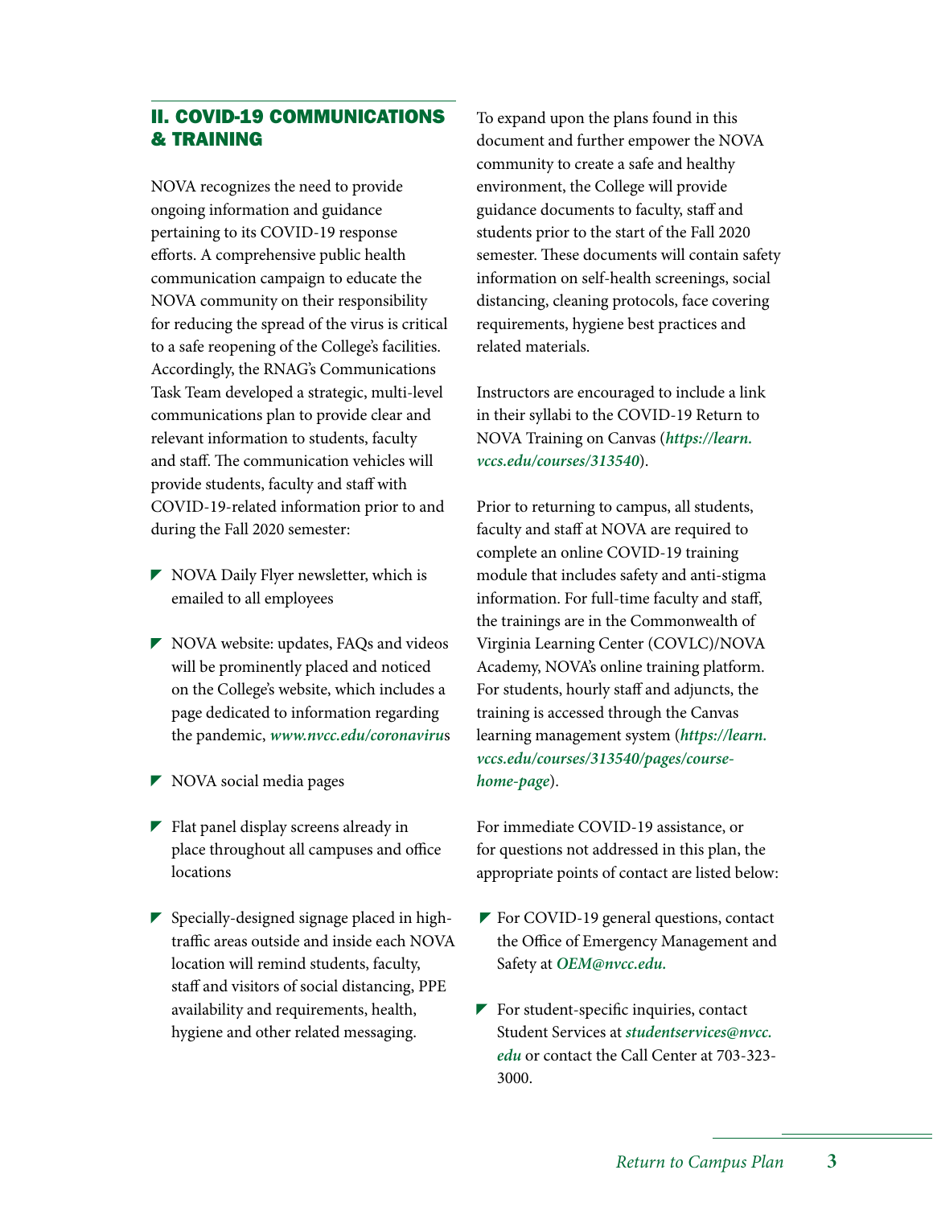## II. COVID-19 COMMUNICATIONS & TRAINING

NOVA recognizes the need to provide ongoing information and guidance pertaining to its COVID-19 response efforts. A comprehensive public health communication campaign to educate the NOVA community on their responsibility for reducing the spread of the virus is critical to a safe reopening of the College's facilities. Accordingly, the RNAG's Communications Task Team developed a strategic, multi-level communications plan to provide clear and relevant information to students, faculty and staff. The communication vehicles will provide students, faculty and staff with COVID-19-related information prior to and during the Fall 2020 semester:

- NOVA Daily Flyer newsletter, which is emailed to all employees
- NOVA website: updates, FAQs and videos will be prominently placed and noticed on the College's website, which includes a page dedicated to information regarding the pandemic, ***www.nvcc.edu/coronavirus***
- NOVA social media pages
- Flat panel display screens already in place throughout all campuses and office locations
- Specially-designed signage placed in high-traffic areas outside and inside each NOVA location will remind students, faculty, staff and visitors of social distancing, PPE availability and requirements, health, hygiene and other related messaging.

To expand upon the plans found in this document and further empower the NOVA community to create a safe and healthy environment, the College will provide guidance documents to faculty, staff and students prior to the start of the Fall 2020 semester. These documents will contain safety information on self-health screenings, social distancing, cleaning protocols, face covering requirements, hygiene best practices and related materials.

Instructors are encouraged to include a link in their syllabi to the COVID-19 Return to NOVA Training on Canvas (***https://learn.vccs.edu/courses/313540***).

Prior to returning to campus, all students, faculty and staff at NOVA are required to complete an online COVID-19 training module that includes safety and anti-stigma information. For full-time faculty and staff, the trainings are in the Commonwealth of Virginia Learning Center (COVLC)/NOVA Academy, NOVA's online training platform. For students, hourly staff and adjuncts, the training is accessed through the Canvas learning management system (***https://learn.vccs.edu/courses/313540/pages/course-home-page***).

For immediate COVID-19 assistance, or for questions not addressed in this plan, the appropriate points of contact are listed below:

- For COVID-19 general questions, contact the Office of Emergency Management and Safety at ***OEM@nvcc.edu.***
- For student-specific inquiries, contact Student Services at ***studentservices@nvcc.edu*** or contact the Call Center at 703-323-3000.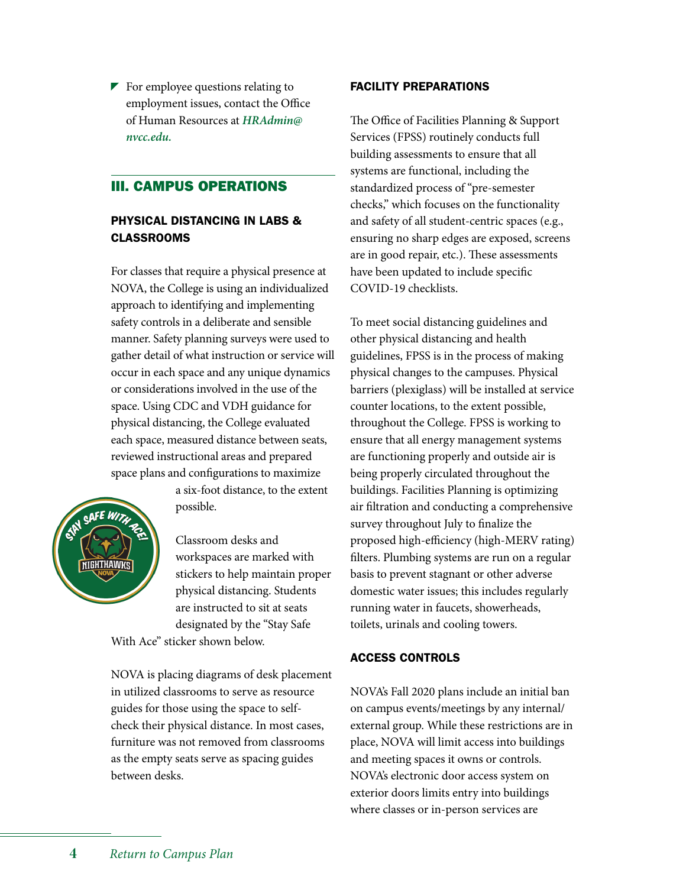- For employee questions relating to employment issues, contact the Office of Human Resources at ***HRAdmin@nvcc.edu.***

## III. CAMPUS OPERATIONS

### PHYSICAL DISTANCING IN LABS & CLASSROOMS

For classes that require a physical presence at NOVA, the College is using an individualized approach to identifying and implementing safety controls in a deliberate and sensible manner. Safety planning surveys were used to gather detail of what instruction or service will occur in each space and any unique dynamics or considerations involved in the use of the space. Using CDC and VDH guidance for physical distancing, the College evaluated each space, measured distance between seats, reviewed instructional areas and prepared space plans and configurations to maximize a six-foot distance, to the extent possible.

Classroom desks and workspaces are marked with stickers to help maintain proper physical distancing. Students are instructed to sit at seats designated by the "Stay Safe With Ace" sticker shown below.

NOVA is placing diagrams of desk placement in utilized classrooms to serve as resource guides for those using the space to self-check their physical distance. In most cases, furniture was not removed from classrooms as the empty seats serve as spacing guides between desks.

### FACILITY PREPARATIONS

The Office of Facilities Planning & Support Services (FPSS) routinely conducts full building assessments to ensure that all systems are functional, including the standardized process of "pre-semester checks," which focuses on the functionality and safety of all student-centric spaces (e.g., ensuring no sharp edges are exposed, screens are in good repair, etc.). These assessments have been updated to include specific COVID-19 checklists.

To meet social distancing guidelines and other physical distancing and health guidelines, FPSS is in the process of making physical changes to the campuses. Physical barriers (plexiglass) will be installed at service counter locations, to the extent possible, throughout the College. FPSS is working to ensure that all energy management systems are functioning properly and outside air is being properly circulated throughout the buildings. Facilities Planning is optimizing air filtration and conducting a comprehensive survey throughout July to finalize the proposed high-efficiency (high-MERV rating) filters. Plumbing systems are run on a regular basis to prevent stagnant or other adverse domestic water issues; this includes regularly running water in faucets, showerheads, toilets, urinals and cooling towers.

### ACCESS CONTROLS

NOVA's Fall 2020 plans include an initial ban on campus events/meetings by any internal/external group. While these restrictions are in place, NOVA will limit access into buildings and meeting spaces it owns or controls. NOVA's electronic door access system on exterior doors limits entry into buildings where classes or in-person services are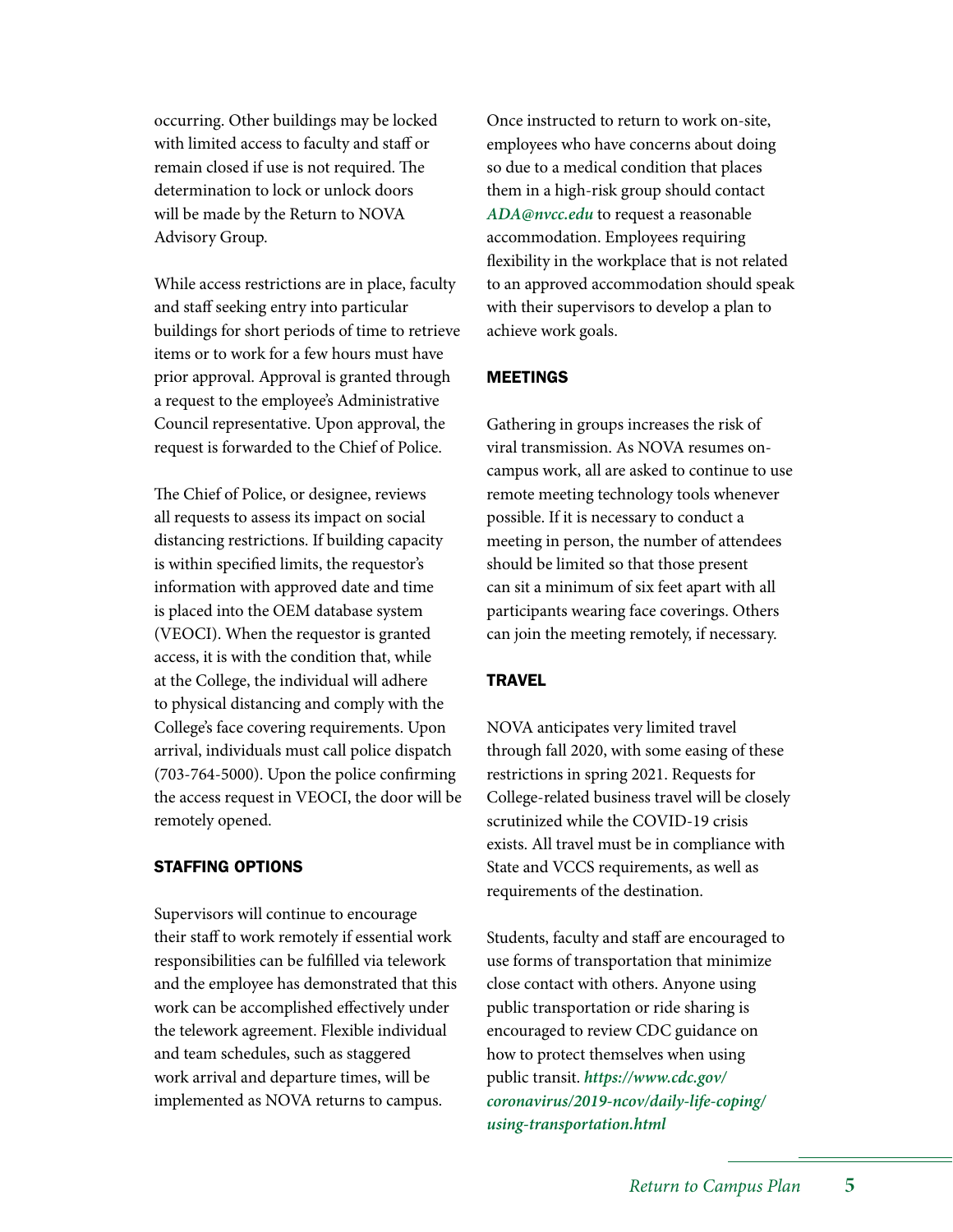occurring. Other buildings may be locked with limited access to faculty and staff or remain closed if use is not required. The determination to lock or unlock doors will be made by the Return to NOVA Advisory Group.

While access restrictions are in place, faculty and staff seeking entry into particular buildings for short periods of time to retrieve items or to work for a few hours must have prior approval. Approval is granted through a request to the employee's Administrative Council representative. Upon approval, the request is forwarded to the Chief of Police.

The Chief of Police, or designee, reviews all requests to assess its impact on social distancing restrictions. If building capacity is within specified limits, the requestor's information with approved date and time is placed into the OEM database system (VEOCI). When the requestor is granted access, it is with the condition that, while at the College, the individual will adhere to physical distancing and comply with the College's face covering requirements. Upon arrival, individuals must call police dispatch (703-764-5000). Upon the police confirming the access request in VEOCI, the door will be remotely opened.

## STAFFING OPTIONS

Supervisors will continue to encourage their staff to work remotely if essential work responsibilities can be fulfilled via telework and the employee has demonstrated that this work can be accomplished effectively under the telework agreement. Flexible individual and team schedules, such as staggered work arrival and departure times, will be implemented as NOVA returns to campus.

Once instructed to return to work on-site, employees who have concerns about doing so due to a medical condition that places them in a high-risk group should contact ***ADA@nvcc.edu*** to request a reasonable accommodation. Employees requiring flexibility in the workplace that is not related to an approved accommodation should speak with their supervisors to develop a plan to achieve work goals.

## MEETINGS

Gathering in groups increases the risk of viral transmission. As NOVA resumes on-campus work, all are asked to continue to use remote meeting technology tools whenever possible. If it is necessary to conduct a meeting in person, the number of attendees should be limited so that those present can sit a minimum of six feet apart with all participants wearing face coverings. Others can join the meeting remotely, if necessary.

## TRAVEL

NOVA anticipates very limited travel through fall 2020, with some easing of these restrictions in spring 2021. Requests for College-related business travel will be closely scrutinized while the COVID-19 crisis exists. All travel must be in compliance with State and VCCS requirements, as well as requirements of the destination.

Students, faculty and staff are encouraged to use forms of transportation that minimize close contact with others. Anyone using public transportation or ride sharing is encouraged to review CDC guidance on how to protect themselves when using public transit. ***https://www.cdc.gov/coronavirus/2019-ncov/daily-life-coping/using-transportation.html***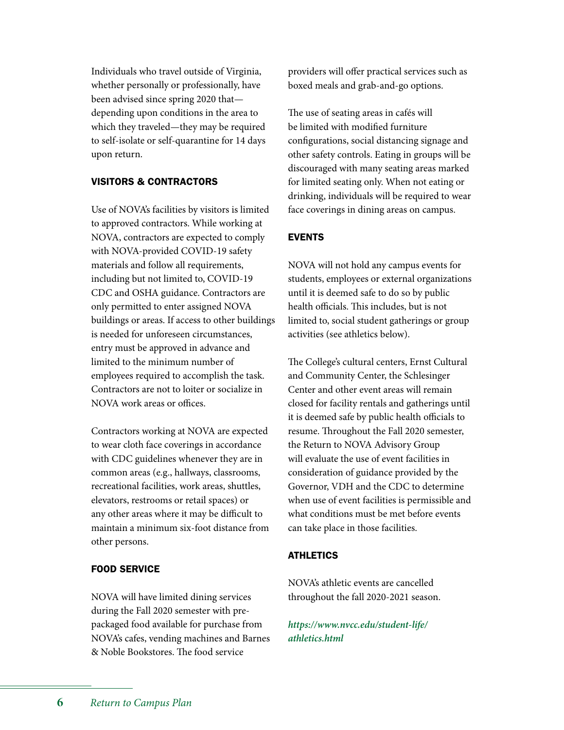Individuals who travel outside of Virginia, whether personally or professionally, have been advised since spring 2020 that—depending upon conditions in the area to which they traveled—they may be required to self-isolate or self-quarantine for 14 days upon return.

### VISITORS & CONTRACTORS

Use of NOVA's facilities by visitors is limited to approved contractors. While working at NOVA, contractors are expected to comply with NOVA-provided COVID-19 safety materials and follow all requirements, including but not limited to, COVID-19 CDC and OSHA guidance. Contractors are only permitted to enter assigned NOVA buildings or areas. If access to other buildings is needed for unforeseen circumstances, entry must be approved in advance and limited to the minimum number of employees required to accomplish the task. Contractors are not to loiter or socialize in NOVA work areas or offices.

Contractors working at NOVA are expected to wear cloth face coverings in accordance with CDC guidelines whenever they are in common areas (e.g., hallways, classrooms, recreational facilities, work areas, shuttles, elevators, restrooms or retail spaces) or any other areas where it may be difficult to maintain a minimum six-foot distance from other persons.

### FOOD SERVICE

NOVA will have limited dining services during the Fall 2020 semester with pre-packaged food available for purchase from NOVA's cafes, vending machines and Barnes & Noble Bookstores. The food service providers will offer practical services such as boxed meals and grab-and-go options.

The use of seating areas in cafés will be limited with modified furniture configurations, social distancing signage and other safety controls. Eating in groups will be discouraged with many seating areas marked for limited seating only. When not eating or drinking, individuals will be required to wear face coverings in dining areas on campus.

### EVENTS

NOVA will not hold any campus events for students, employees or external organizations until it is deemed safe to do so by public health officials. This includes, but is not limited to, social student gatherings or group activities (see athletics below).

The College's cultural centers, Ernst Cultural and Community Center, the Schlesinger Center and other event areas will remain closed for facility rentals and gatherings until it is deemed safe by public health officials to resume. Throughout the Fall 2020 semester, the Return to NOVA Advisory Group will evaluate the use of event facilities in consideration of guidance provided by the Governor, VDH and the CDC to determine when use of event facilities is permissible and what conditions must be met before events can take place in those facilities.

### ATHLETICS

NOVA's athletic events are cancelled throughout the fall 2020-2021 season.

***https://www.nvcc.edu/student-life/athletics.html***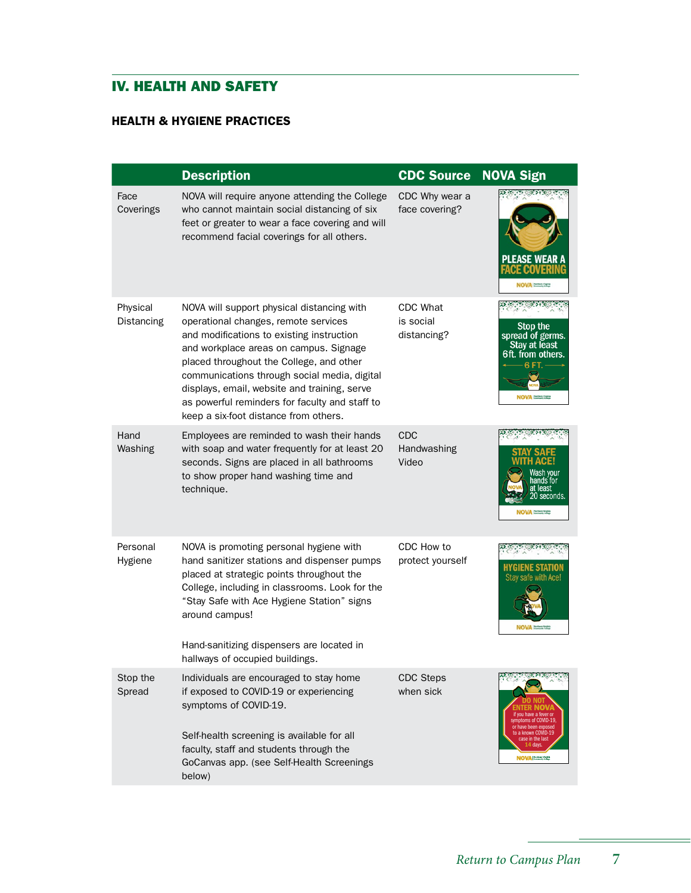## IV. HEALTH AND SAFETY

### HEALTH & HYGIENE PRACTICES

| | Description | CDC Source | NOVA Sign |
|---|---|---|---|
| Face Coverings | NOVA will require anyone attending the College who cannot maintain social distancing of six feet or greater to wear a face covering and will recommend facial coverings for all others. | CDC Why wear a face covering? | PLEASE WEAR A FACE COVERING |
| Physical Distancing | NOVA will support physical distancing with operational changes, remote services and modifications to existing instruction and workplace areas on campus. Signage placed throughout the College, and other communications through social media, digital displays, email, website and training, serve as powerful reminders for faculty and staff to keep a six-foot distance from others. | CDC What is social distancing? | Stop the spread of germs. Stay at least 6ft. from others. 6 FT. |
| Hand Washing | Employees are reminded to wash their hands with soap and water frequently for at least 20 seconds. Signs are placed in all bathrooms to show proper hand washing time and technique. | CDC Handwashing Video | STAY SAFE WITH ACE! Wash your hands for at least 20 seconds. |
| Personal Hygiene | NOVA is promoting personal hygiene with hand sanitizer stations and dispenser pumps placed at strategic points throughout the College, including in classrooms. Look for the "Stay Safe with Ace Hygiene Station" signs around campus!<br><br>Hand-sanitizing dispensers are located in hallways of occupied buildings. | CDC How to protect yourself | HYGIENE STATION Stay safe with Ace! |
| Stop the Spread | Individuals are encouraged to stay home if exposed to COVID-19 or experiencing symptoms of COVID-19.<br><br>Self-health screening is available for all faculty, staff and students through the GoCanvas app. (see Self-Health Screenings below) | CDC Steps when sick | DO NOT ENTER NOVA if you have a fever or symptoms of COVID-19, or have been exposed to a known COVID-19 case in the last 14 days. |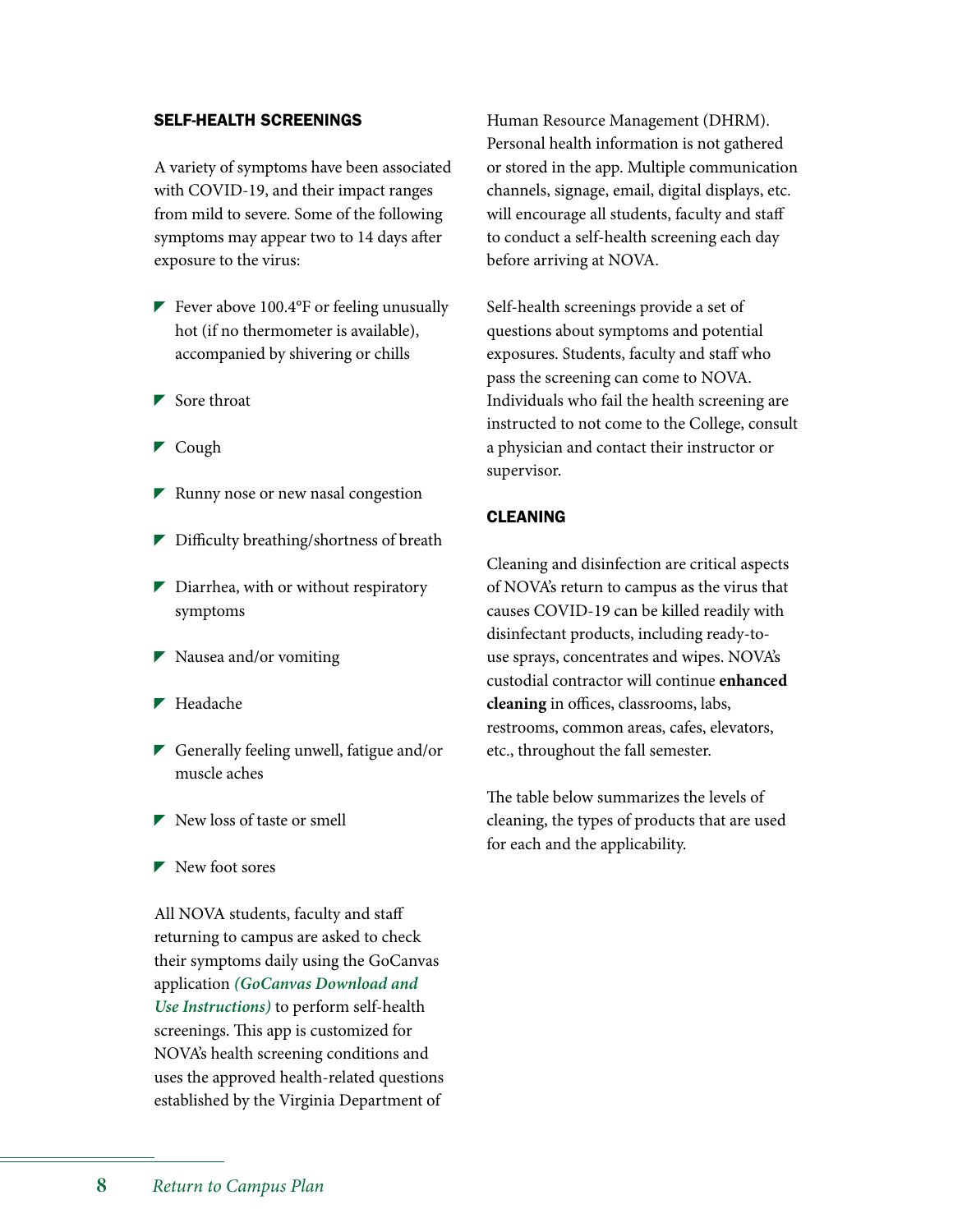## SELF-HEALTH SCREENINGS

A variety of symptoms have been associated with COVID-19, and their impact ranges from mild to severe. Some of the following symptoms may appear two to 14 days after exposure to the virus:

- Fever above 100.4°F or feeling unusually hot (if no thermometer is available), accompanied by shivering or chills
- Sore throat
- Cough
- Runny nose or new nasal congestion
- Difficulty breathing/shortness of breath
- Diarrhea, with or without respiratory symptoms
- Nausea and/or vomiting
- Headache
- Generally feeling unwell, fatigue and/or muscle aches
- New loss of taste or smell
- New foot sores

All NOVA students, faculty and staff returning to campus are asked to check their symptoms daily using the GoCanvas application ***(GoCanvas Download and Use Instructions)*** to perform self-health screenings. This app is customized for NOVA's health screening conditions and uses the approved health-related questions established by the Virginia Department of Human Resource Management (DHRM). Personal health information is not gathered or stored in the app. Multiple communication channels, signage, email, digital displays, etc. will encourage all students, faculty and staff to conduct a self-health screening each day before arriving at NOVA.

Self-health screenings provide a set of questions about symptoms and potential exposures. Students, faculty and staff who pass the screening can come to NOVA. Individuals who fail the health screening are instructed to not come to the College, consult a physician and contact their instructor or supervisor.

## CLEANING

Cleaning and disinfection are critical aspects of NOVA's return to campus as the virus that causes COVID-19 can be killed readily with disinfectant products, including ready-to-use sprays, concentrates and wipes. NOVA's custodial contractor will continue **enhanced cleaning** in offices, classrooms, labs, restrooms, common areas, cafes, elevators, etc., throughout the fall semester.

The table below summarizes the levels of cleaning, the types of products that are used for each and the applicability.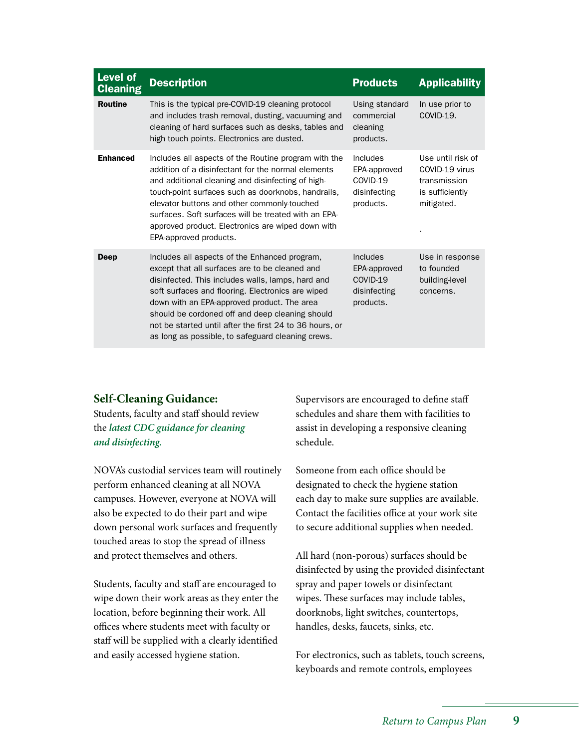| Level of Cleaning | Description | Products | Applicability |
|---|---|---|---|
| **Routine** | This is the typical pre-COVID-19 cleaning protocol and includes trash removal, dusting, vacuuming and cleaning of hard surfaces such as desks, tables and high touch points. Electronics are dusted. | Using standard commercial cleaning products. | In use prior to COVID-19. |
| **Enhanced** | Includes all aspects of the Routine program with the addition of a disinfectant for the normal elements and additional cleaning and disinfecting of high-touch-point surfaces such as doorknobs, handrails, elevator buttons and other commonly-touched surfaces. Soft surfaces will be treated with an EPA-approved product. Electronics are wiped down with EPA-approved products. | Includes EPA-approved COVID-19 disinfecting products. | Use until risk of COVID-19 virus transmission is sufficiently mitigated. |
| **Deep** | Includes all aspects of the Enhanced program, except that all surfaces are to be cleaned and disinfected. This includes walls, lamps, hard and soft surfaces and flooring. Electronics are wiped down with an EPA-approved product. The area should be cordoned off and deep cleaning should not be started until after the first 24 to 36 hours, or as long as possible, to safeguard cleaning crews. | Includes EPA-approved COVID-19 disinfecting products. | Use in response to founded building-level concerns. |

### Self-Cleaning Guidance:

Students, faculty and staff should review the *latest CDC guidance for cleaning and disinfecting.*

NOVA's custodial services team will routinely perform enhanced cleaning at all NOVA campuses. However, everyone at NOVA will also be expected to do their part and wipe down personal work surfaces and frequently touched areas to stop the spread of illness and protect themselves and others.

Students, faculty and staff are encouraged to wipe down their work areas as they enter the location, before beginning their work. All offices where students meet with faculty or staff will be supplied with a clearly identified and easily accessed hygiene station.

Supervisors are encouraged to define staff schedules and share them with facilities to assist in developing a responsive cleaning schedule.

Someone from each office should be designated to check the hygiene station each day to make sure supplies are available. Contact the facilities office at your work site to secure additional supplies when needed.

All hard (non-porous) surfaces should be disinfected by using the provided disinfectant spray and paper towels or disinfectant wipes. These surfaces may include tables, doorknobs, light switches, countertops, handles, desks, faucets, sinks, etc.

For electronics, such as tablets, touch screens, keyboards and remote controls, employees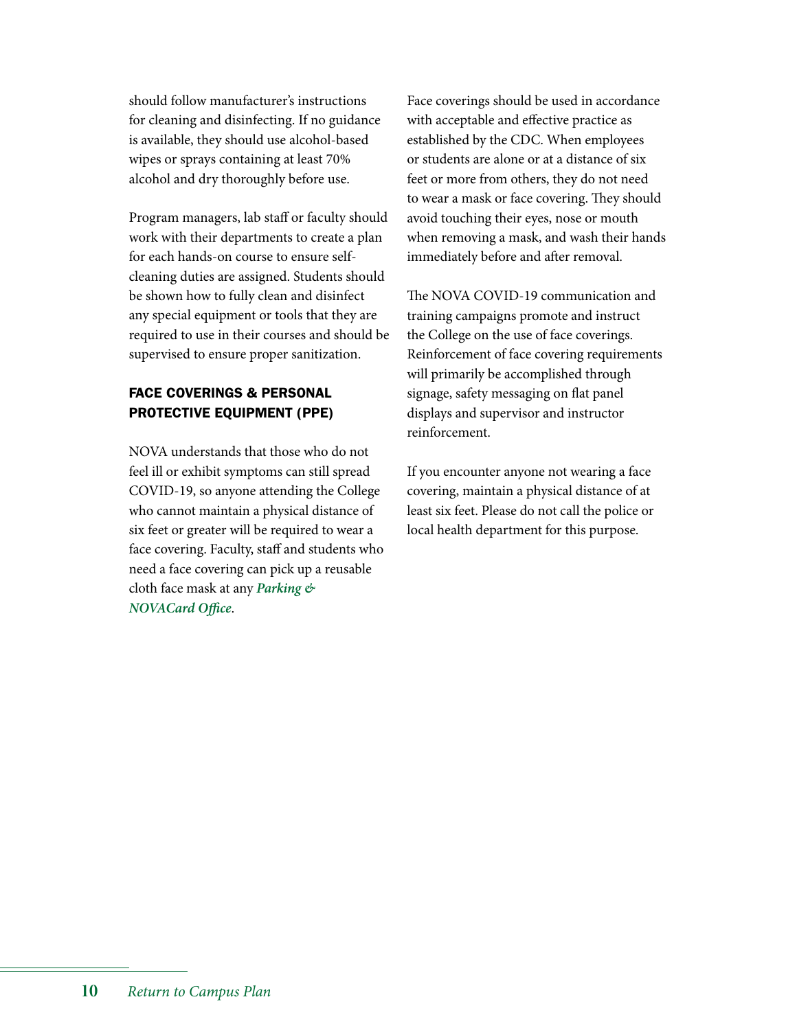should follow manufacturer's instructions for cleaning and disinfecting. If no guidance is available, they should use alcohol-based wipes or sprays containing at least 70% alcohol and dry thoroughly before use.

Program managers, lab staff or faculty should work with their departments to create a plan for each hands-on course to ensure self-cleaning duties are assigned. Students should be shown how to fully clean and disinfect any special equipment or tools that they are required to use in their courses and should be supervised to ensure proper sanitization.

## FACE COVERINGS & PERSONAL PROTECTIVE EQUIPMENT (PPE)

NOVA understands that those who do not feel ill or exhibit symptoms can still spread COVID-19, so anyone attending the College who cannot maintain a physical distance of six feet or greater will be required to wear a face covering. Faculty, staff and students who need a face covering can pick up a reusable cloth face mask at any ***Parking & NOVACard Office***.

Face coverings should be used in accordance with acceptable and effective practice as established by the CDC. When employees or students are alone or at a distance of six feet or more from others, they do not need to wear a mask or face covering. They should avoid touching their eyes, nose or mouth when removing a mask, and wash their hands immediately before and after removal.

The NOVA COVID-19 communication and training campaigns promote and instruct the College on the use of face coverings. Reinforcement of face covering requirements will primarily be accomplished through signage, safety messaging on flat panel displays and supervisor and instructor reinforcement.

If you encounter anyone not wearing a face covering, maintain a physical distance of at least six feet. Please do not call the police or local health department for this purpose.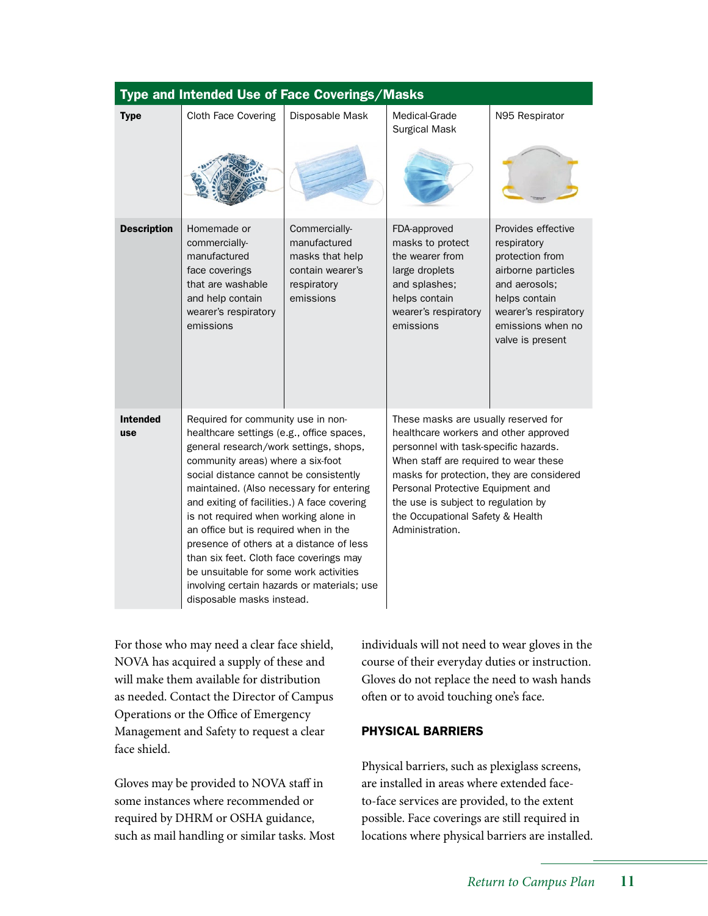| Type and Intended Use of Face Coverings/Masks | | | | |
|---|---|---|---|---|
| **Type** | Cloth Face Covering | Disposable Mask | Medical-Grade Surgical Mask | N95 Respirator |
| **Description** | Homemade or commercially-manufactured face coverings that are washable and help contain wearer's respiratory emissions | Commercially-manufactured masks that help contain wearer's respiratory emissions | FDA-approved masks to protect the wearer from large droplets and splashes; helps contain wearer's respiratory emissions | Provides effective respiratory protection from airborne particles and aerosols; helps contain wearer's respiratory emissions when no valve is present |
| **Intended use** | Required for community use in non-healthcare settings (e.g., office spaces, general research/work settings, shops, community areas) where a six-foot social distance cannot be consistently maintained. (Also necessary for entering and exiting of facilities.) A face covering is not required when working alone in an office but is required when in the presence of others at a distance of less than six feet. Cloth face coverings may be unsuitable for some work activities involving certain hazards or materials; use disposable masks instead. | | These masks are usually reserved for healthcare workers and other approved personnel with task-specific hazards. When staff are required to wear these masks for protection, they are considered Personal Protective Equipment and the use is subject to regulation by the Occupational Safety & Health Administration. | |

For those who may need a clear face shield, NOVA has acquired a supply of these and will make them available for distribution as needed. Contact the Director of Campus Operations or the Office of Emergency Management and Safety to request a clear face shield.

Gloves may be provided to NOVA staff in some instances where recommended or required by DHRM or OSHA guidance, such as mail handling or similar tasks. Most individuals will not need to wear gloves in the course of their everyday duties or instruction. Gloves do not replace the need to wash hands often or to avoid touching one's face.

### PHYSICAL BARRIERS

Physical barriers, such as plexiglass screens, are installed in areas where extended face-to-face services are provided, to the extent possible. Face coverings are still required in locations where physical barriers are installed.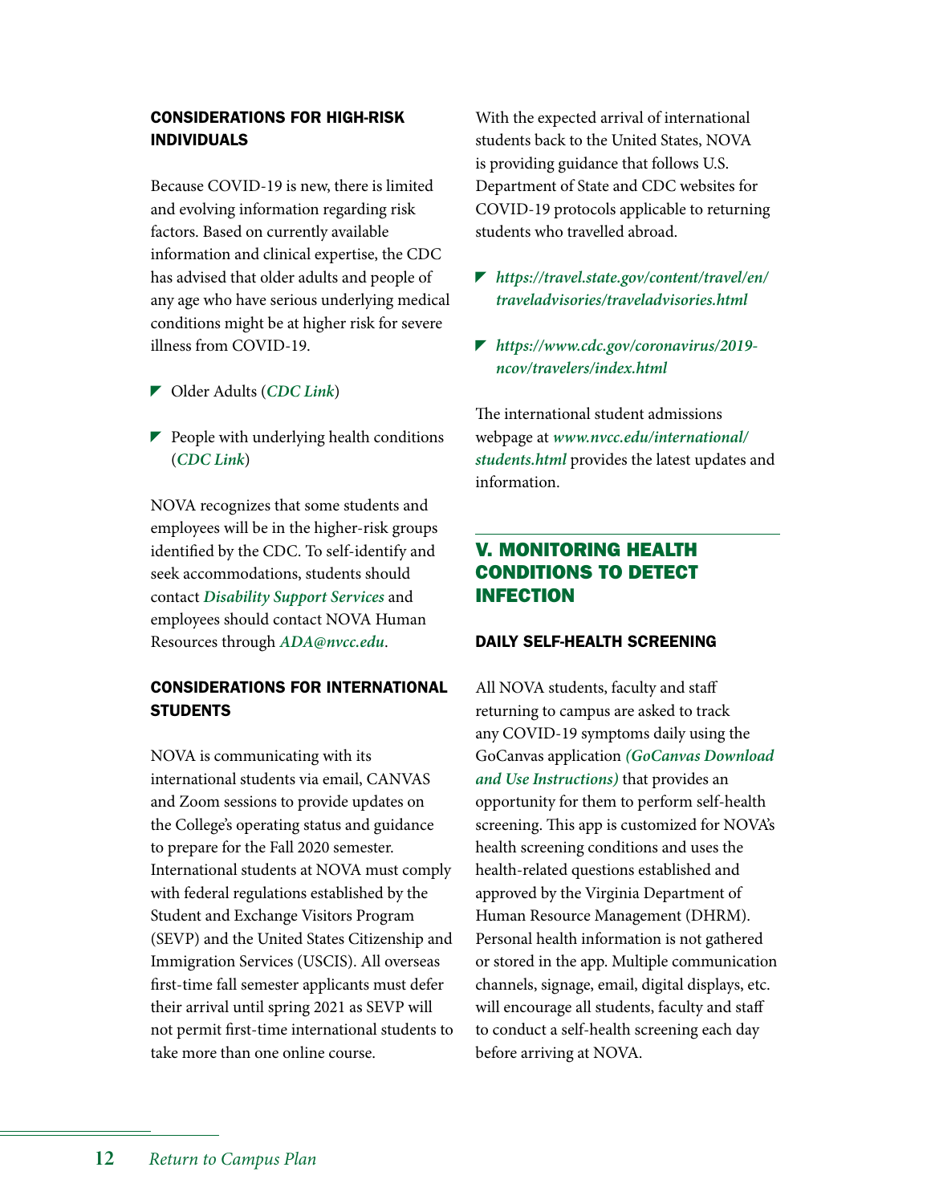### CONSIDERATIONS FOR HIGH-RISK INDIVIDUALS

Because COVID-19 is new, there is limited and evolving information regarding risk factors. Based on currently available information and clinical expertise, the CDC has advised that older adults and people of any age who have serious underlying medical conditions might be at higher risk for severe illness from COVID-19.

- Older Adults (***CDC Link***)
- People with underlying health conditions (***CDC Link***)

NOVA recognizes that some students and employees will be in the higher-risk groups identified by the CDC. To self-identify and seek accommodations, students should contact ***Disability Support Services*** and employees should contact NOVA Human Resources through ***ADA@nvcc.edu***.

### CONSIDERATIONS FOR INTERNATIONAL STUDENTS

NOVA is communicating with its international students via email, CANVAS and Zoom sessions to provide updates on the College's operating status and guidance to prepare for the Fall 2020 semester. International students at NOVA must comply with federal regulations established by the Student and Exchange Visitors Program (SEVP) and the United States Citizenship and Immigration Services (USCIS). All overseas first-time fall semester applicants must defer their arrival until spring 2021 as SEVP will not permit first-time international students to take more than one online course.

With the expected arrival of international students back to the United States, NOVA is providing guidance that follows U.S. Department of State and CDC websites for COVID-19 protocols applicable to returning students who travelled abroad.

- ***https://travel.state.gov/content/travel/en/traveladvisories/traveladvisories.html***
- ***https://www.cdc.gov/coronavirus/2019-ncov/travelers/index.html***

The international student admissions webpage at ***www.nvcc.edu/international/students.html*** provides the latest updates and information.

## V. MONITORING HEALTH CONDITIONS TO DETECT INFECTION

### DAILY SELF-HEALTH SCREENING

All NOVA students, faculty and staff returning to campus are asked to track any COVID-19 symptoms daily using the GoCanvas application ***(GoCanvas Download and Use Instructions)*** that provides an opportunity for them to perform self-health screening. This app is customized for NOVA's health screening conditions and uses the health-related questions established and approved by the Virginia Department of Human Resource Management (DHRM). Personal health information is not gathered or stored in the app. Multiple communication channels, signage, email, digital displays, etc. will encourage all students, faculty and staff to conduct a self-health screening each day before arriving at NOVA.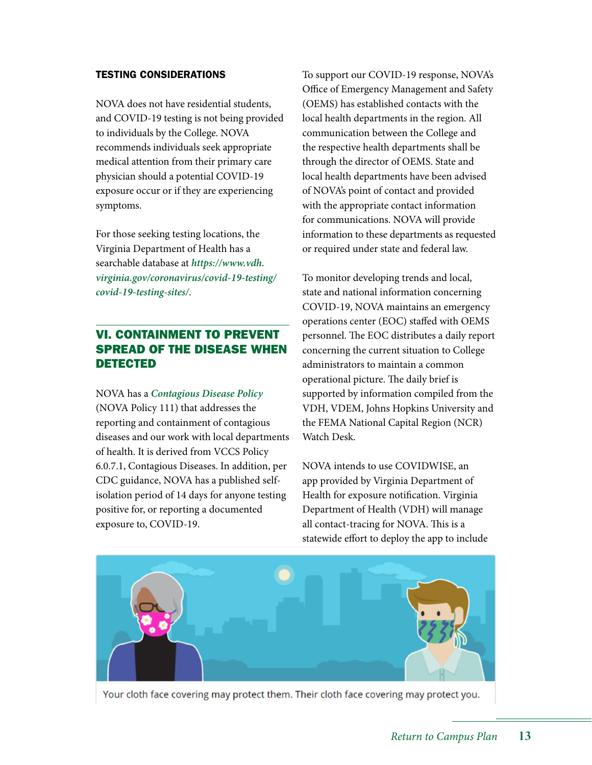### TESTING CONSIDERATIONS

NOVA does not have residential students, and COVID-19 testing is not being provided to individuals by the College. NOVA recommends individuals seek appropriate medical attention from their primary care physician should a potential COVID-19 exposure occur or if they are experiencing symptoms.

For those seeking testing locations, the Virginia Department of Health has a searchable database at ***https://www.vdh.virginia.gov/coronavirus/covid-19-testing/covid-19-testing-sites/***.

## VI. CONTAINMENT TO PREVENT SPREAD OF THE DISEASE WHEN DETECTED

NOVA has a ***Contagious Disease Policy*** (NOVA Policy 111) that addresses the reporting and containment of contagious diseases and our work with local departments of health. It is derived from VCCS Policy 6.0.7.1, Contagious Diseases. In addition, per CDC guidance, NOVA has a published self-isolation period of 14 days for anyone testing positive for, or reporting a documented exposure to, COVID-19.

To support our COVID-19 response, NOVA's Office of Emergency Management and Safety (OEMS) has established contacts with the local health departments in the region. All communication between the College and the respective health departments shall be through the director of OEMS. State and local health departments have been advised of NOVA's point of contact and provided with the appropriate contact information for communications. NOVA will provide information to these departments as requested or required under state and federal law.

To monitor developing trends and local, state and national information concerning COVID-19, NOVA maintains an emergency operations center (EOC) staffed with OEMS personnel. The EOC distributes a daily report concerning the current situation to College administrators to maintain a common operational picture. The daily brief is supported by information compiled from the VDH, VDEM, Johns Hopkins University and the FEMA National Capital Region (NCR) Watch Desk.

NOVA intends to use COVIDWISE, an app provided by Virginia Department of Health for exposure notification. Virginia Department of Health (VDH) will manage all contact-tracing for NOVA. This is a statewide effort to deploy the app to include

Your cloth face covering may protect them. Their cloth face covering may protect you.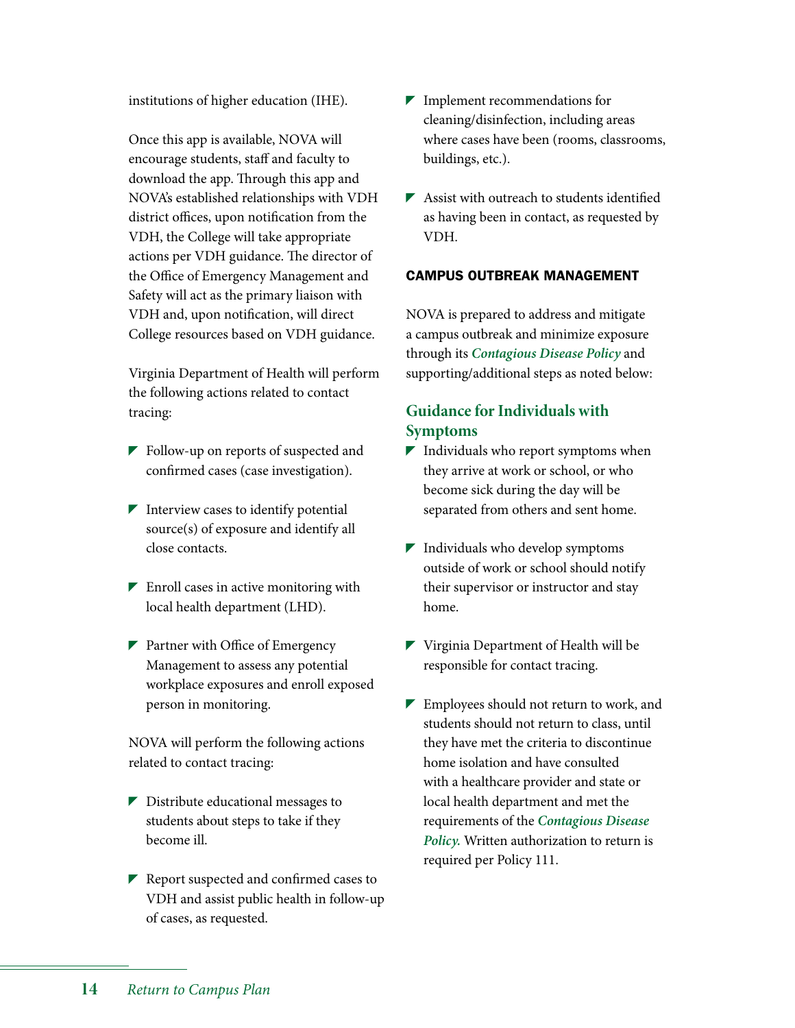institutions of higher education (IHE).

Once this app is available, NOVA will encourage students, staff and faculty to download the app. Through this app and NOVA's established relationships with VDH district offices, upon notification from the VDH, the College will take appropriate actions per VDH guidance. The director of the Office of Emergency Management and Safety will act as the primary liaison with VDH and, upon notification, will direct College resources based on VDH guidance.

Virginia Department of Health will perform the following actions related to contact tracing:

- Follow-up on reports of suspected and confirmed cases (case investigation).
- Interview cases to identify potential source(s) of exposure and identify all close contacts.
- Enroll cases in active monitoring with local health department (LHD).
- Partner with Office of Emergency Management to assess any potential workplace exposures and enroll exposed person in monitoring.

NOVA will perform the following actions related to contact tracing:

- Distribute educational messages to students about steps to take if they become ill.
- Report suspected and confirmed cases to VDH and assist public health in follow-up of cases, as requested.
- Implement recommendations for cleaning/disinfection, including areas where cases have been (rooms, classrooms, buildings, etc.).
- Assist with outreach to students identified as having been in contact, as requested by VDH.

#### CAMPUS OUTBREAK MANAGEMENT

NOVA is prepared to address and mitigate a campus outbreak and minimize exposure through its ***Contagious Disease Policy*** and supporting/additional steps as noted below:

### Guidance for Individuals with Symptoms

- Individuals who report symptoms when they arrive at work or school, or who become sick during the day will be separated from others and sent home.
- Individuals who develop symptoms outside of work or school should notify their supervisor or instructor and stay home.
- Virginia Department of Health will be responsible for contact tracing.
- Employees should not return to work, and students should not return to class, until they have met the criteria to discontinue home isolation and have consulted with a healthcare provider and state or local health department and met the requirements of the ***Contagious Disease Policy.*** Written authorization to return is required per Policy 111.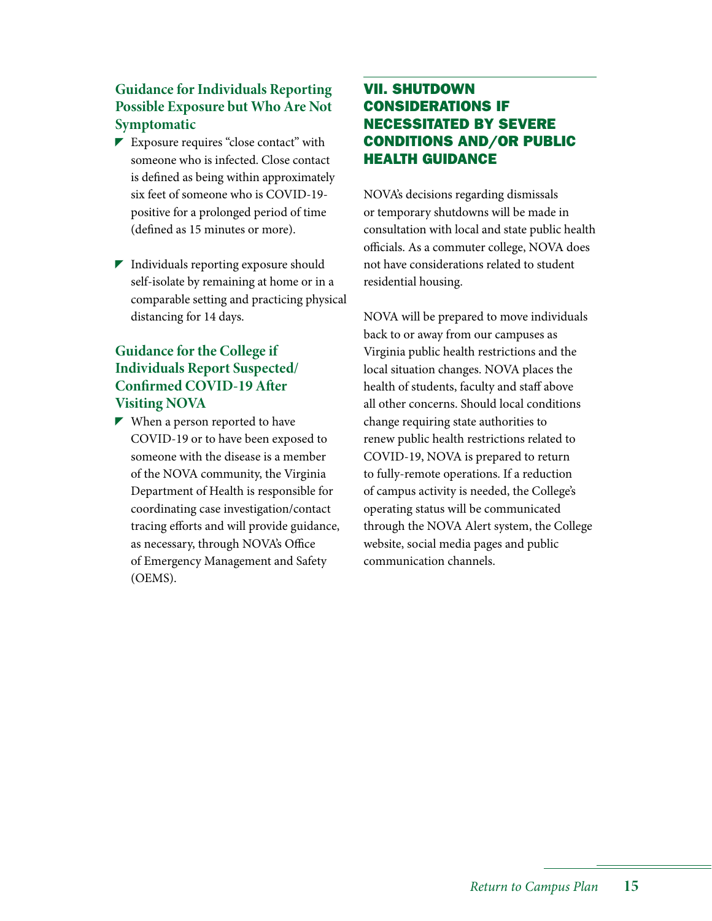### Guidance for Individuals Reporting Possible Exposure but Who Are Not Symptomatic

- Exposure requires "close contact" with someone who is infected. Close contact is defined as being within approximately six feet of someone who is COVID-19-positive for a prolonged period of time (defined as 15 minutes or more).
- Individuals reporting exposure should self-isolate by remaining at home or in a comparable setting and practicing physical distancing for 14 days.

### Guidance for the College if Individuals Report Suspected/ Confirmed COVID-19 After Visiting NOVA

- When a person reported to have COVID-19 or to have been exposed to someone with the disease is a member of the NOVA community, the Virginia Department of Health is responsible for coordinating case investigation/contact tracing efforts and will provide guidance, as necessary, through NOVA's Office of Emergency Management and Safety (OEMS).

## VII. SHUTDOWN CONSIDERATIONS IF NECESSITATED BY SEVERE CONDITIONS AND/OR PUBLIC HEALTH GUIDANCE

NOVA's decisions regarding dismissals or temporary shutdowns will be made in consultation with local and state public health officials. As a commuter college, NOVA does not have considerations related to student residential housing.

NOVA will be prepared to move individuals back to or away from our campuses as Virginia public health restrictions and the local situation changes. NOVA places the health of students, faculty and staff above all other concerns. Should local conditions change requiring state authorities to renew public health restrictions related to COVID-19, NOVA is prepared to return to fully-remote operations. If a reduction of campus activity is needed, the College's operating status will be communicated through the NOVA Alert system, the College website, social media pages and public communication channels.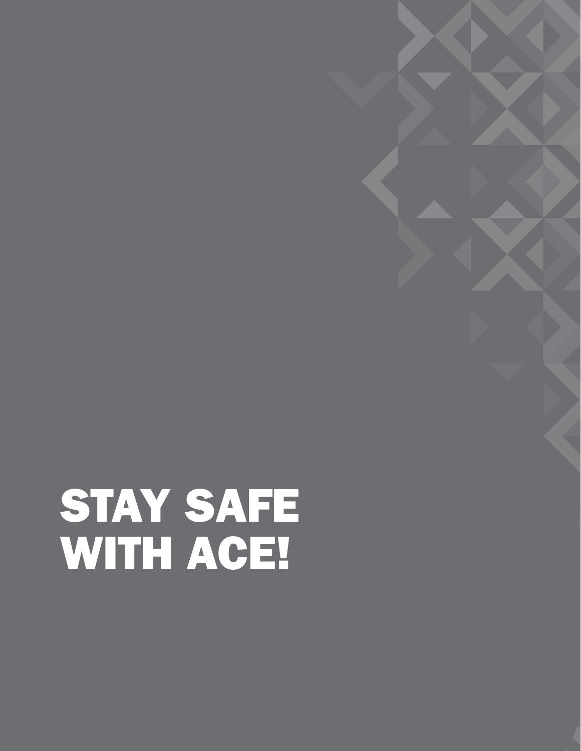# STAY SAFE WITH ACE!